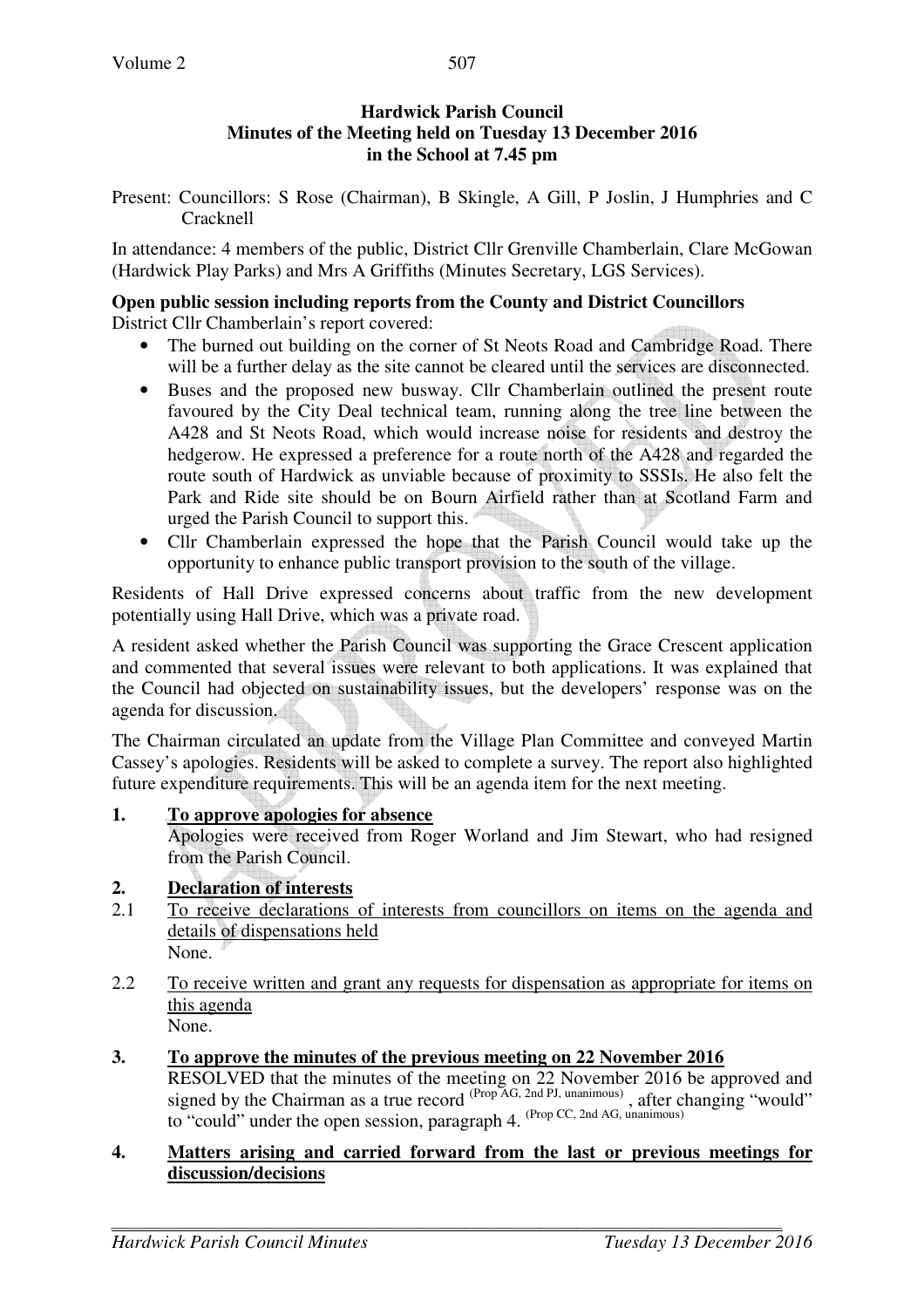**Hardwick Parish Council**
**Minutes of the Meeting held on Tuesday 13 December 2016**
**in the School at 7.45 pm**

Present: Councillors: S Rose (Chairman), B Skingle, A Gill, P Joslin, J Humphries and C Cracknell

In attendance: 4 members of the public, District Cllr Grenville Chamberlain, Clare McGowan (Hardwick Play Parks) and Mrs A Griffiths (Minutes Secretary, LGS Services).

**Open public session including reports from the County and District Councillors**

District Cllr Chamberlain's report covered:

- The burned out building on the corner of St Neots Road and Cambridge Road. There will be a further delay as the site cannot be cleared until the services are disconnected.
- Buses and the proposed new busway. Cllr Chamberlain outlined the present route favoured by the City Deal technical team, running along the tree line between the A428 and St Neots Road, which would increase noise for residents and destroy the hedgerow. He expressed a preference for a route north of the A428 and regarded the route south of Hardwick as unviable because of proximity to SSSIs. He also felt the Park and Ride site should be on Bourn Airfield rather than at Scotland Farm and urged the Parish Council to support this.
- Cllr Chamberlain expressed the hope that the Parish Council would take up the opportunity to enhance public transport provision to the south of the village.

Residents of Hall Drive expressed concerns about traffic from the new development potentially using Hall Drive, which was a private road.

A resident asked whether the Parish Council was supporting the Grace Crescent application and commented that several issues were relevant to both applications. It was explained that the Council had objected on sustainability issues, but the developers' response was on the agenda for discussion.

The Chairman circulated an update from the Village Plan Committee and conveyed Martin Cassey's apologies. Residents will be asked to complete a survey. The report also highlighted future expenditure requirements. This will be an agenda item for the next meeting.

**1. <u>To approve apologies for absence</u>**

Apologies were received from Roger Worland and Jim Stewart, who had resigned from the Parish Council.

**2. <u>Declaration of interests</u>**

2.1 <u>To receive declarations of interests from councillors on items on the agenda and details of dispensations held</u>

None.

2.2 <u>To receive written and grant any requests for dispensation as appropriate for items on this agenda</u>

None.

**3. <u>To approve the minutes of the previous meeting on 22 November 2016</u>**

RESOLVED that the minutes of the meeting on 22 November 2016 be approved and signed by the Chairman as a true record (Prop AG, 2nd PJ, unanimous), after changing "would" to "could" under the open session, paragraph 4. (Prop CC, 2nd AG, unanimous)

**4. <u>Matters arising and carried forward from the last or previous meetings for discussion/decisions</u>**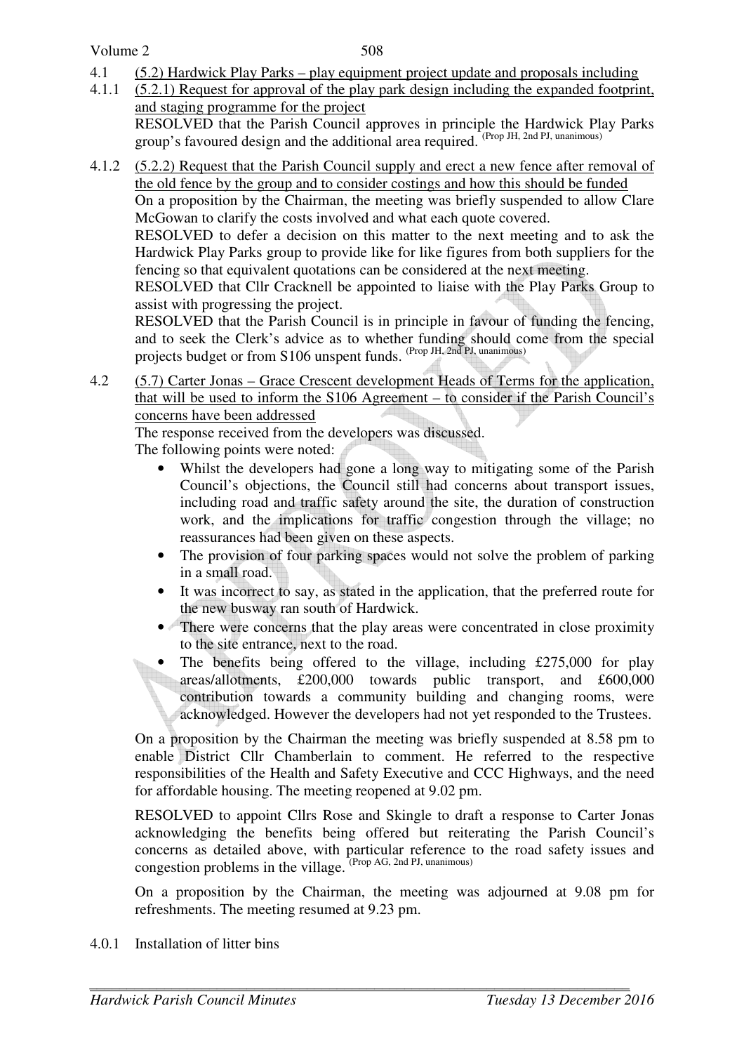4.1 (5.2) Hardwick Play Parks – play equipment project update and proposals including

4.1.1 (5.2.1) Request for approval of the play park design including the expanded footprint, and staging programme for the project

RESOLVED that the Parish Council approves in principle the Hardwick Play Parks group's favoured design and the additional area required. (Prop JH, 2nd PJ, unanimous)

4.1.2 (5.2.2) Request that the Parish Council supply and erect a new fence after removal of the old fence by the group and to consider costings and how this should be funded

On a proposition by the Chairman, the meeting was briefly suspended to allow Clare McGowan to clarify the costs involved and what each quote covered.

RESOLVED to defer a decision on this matter to the next meeting and to ask the Hardwick Play Parks group to provide like for like figures from both suppliers for the fencing so that equivalent quotations can be considered at the next meeting.

RESOLVED that Cllr Cracknell be appointed to liaise with the Play Parks Group to assist with progressing the project.

RESOLVED that the Parish Council is in principle in favour of funding the fencing, and to seek the Clerk's advice as to whether funding should come from the special projects budget or from S106 unspent funds. (Prop JH, 2nd PJ, unanimous)

4.2 (5.7) Carter Jonas – Grace Crescent development Heads of Terms for the application, that will be used to inform the S106 Agreement – to consider if the Parish Council's concerns have been addressed

The response received from the developers was discussed.

The following points were noted:

- Whilst the developers had gone a long way to mitigating some of the Parish Council's objections, the Council still had concerns about transport issues, including road and traffic safety around the site, the duration of construction work, and the implications for traffic congestion through the village; no reassurances had been given on these aspects.
- The provision of four parking spaces would not solve the problem of parking in a small road.
- It was incorrect to say, as stated in the application, that the preferred route for the new busway ran south of Hardwick.
- There were concerns that the play areas were concentrated in close proximity to the site entrance, next to the road.
- The benefits being offered to the village, including £275,000 for play areas/allotments, £200,000 towards public transport, and £600,000 contribution towards a community building and changing rooms, were acknowledged. However the developers had not yet responded to the Trustees.

On a proposition by the Chairman the meeting was briefly suspended at 8.58 pm to enable District Cllr Chamberlain to comment. He referred to the respective responsibilities of the Health and Safety Executive and CCC Highways, and the need for affordable housing. The meeting reopened at 9.02 pm.

RESOLVED to appoint Cllrs Rose and Skingle to draft a response to Carter Jonas acknowledging the benefits being offered but reiterating the Parish Council's concerns as detailed above, with particular reference to the road safety issues and congestion problems in the village. (Prop AG, 2nd PJ, unanimous)

On a proposition by the Chairman, the meeting was adjourned at 9.08 pm for refreshments. The meeting resumed at 9.23 pm.

4.0.1 Installation of litter bins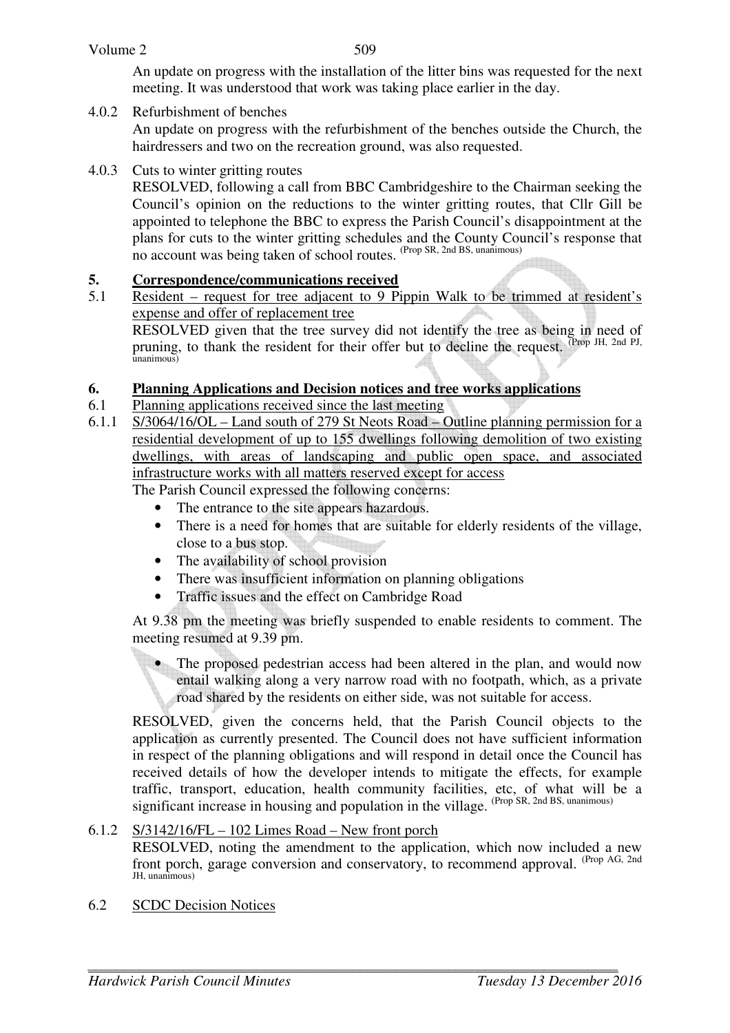An update on progress with the installation of the litter bins was requested for the next meeting. It was understood that work was taking place earlier in the day.

4.0.2 Refurbishment of benches

An update on progress with the refurbishment of the benches outside the Church, the hairdressers and two on the recreation ground, was also requested.

4.0.3 Cuts to winter gritting routes

RESOLVED, following a call from BBC Cambridgeshire to the Chairman seeking the Council's opinion on the reductions to the winter gritting routes, that Cllr Gill be appointed to telephone the BBC to express the Parish Council's disappointment at the plans for cuts to the winter gritting schedules and the County Council's response that no account was being taken of school routes. (Prop SR, 2nd BS, unanimous)

## 5. Correspondence/communications received

5.1 Resident – request for tree adjacent to 9 Pippin Walk to be trimmed at resident's expense and offer of replacement tree

RESOLVED given that the tree survey did not identify the tree as being in need of pruning, to thank the resident for their offer but to decline the request. (Prop JH, 2nd PJ, unanimous)

## 6. Planning Applications and Decision notices and tree works applications

6.1 Planning applications received since the last meeting

6.1.1 S/3064/16/OL – Land south of 279 St Neots Road – Outline planning permission for a residential development of up to 155 dwellings following demolition of two existing dwellings, with areas of landscaping and public open space, and associated infrastructure works with all matters reserved except for access

The Parish Council expressed the following concerns:

- The entrance to the site appears hazardous.
- There is a need for homes that are suitable for elderly residents of the village, close to a bus stop.
- The availability of school provision
- There was insufficient information on planning obligations
- Traffic issues and the effect on Cambridge Road

At 9.38 pm the meeting was briefly suspended to enable residents to comment. The meeting resumed at 9.39 pm.

- The proposed pedestrian access had been altered in the plan, and would now entail walking along a very narrow road with no footpath, which, as a private road shared by the residents on either side, was not suitable for access.

RESOLVED, given the concerns held, that the Parish Council objects to the application as currently presented. The Council does not have sufficient information in respect of the planning obligations and will respond in detail once the Council has received details of how the developer intends to mitigate the effects, for example traffic, transport, education, health community facilities, etc, of what will be a significant increase in housing and population in the village. (Prop SR, 2nd BS, unanimous)

6.1.2 S/3142/16/FL – 102 Limes Road – New front porch

RESOLVED, noting the amendment to the application, which now included a new front porch, garage conversion and conservatory, to recommend approval. (Prop AG, 2nd JH, unanimous)

6.2 SCDC Decision Notices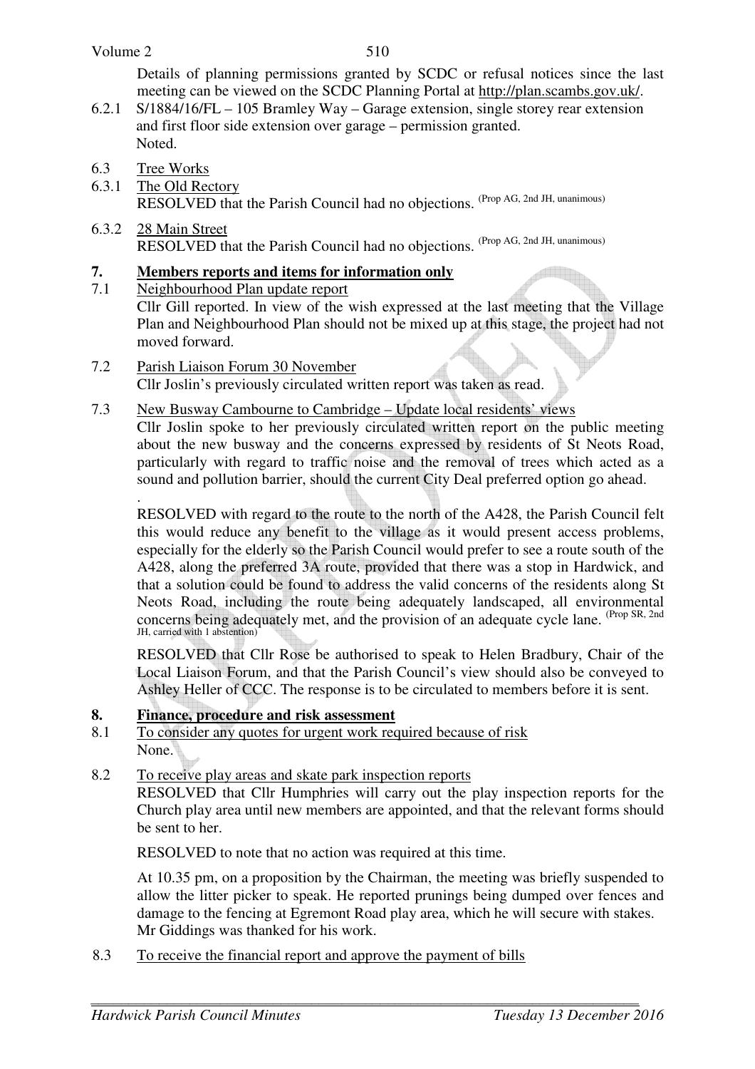Details of planning permissions granted by SCDC or refusal notices since the last meeting can be viewed on the SCDC Planning Portal at http://plan.scambs.gov.uk/.

6.2.1 S/1884/16/FL – 105 Bramley Way – Garage extension, single storey rear extension and first floor side extension over garage – permission granted.
Noted.

6.3 Tree Works

6.3.1 The Old Rectory
RESOLVED that the Parish Council had no objections. (Prop AG, 2nd JH, unanimous)

6.3.2 28 Main Street
RESOLVED that the Parish Council had no objections. (Prop AG, 2nd JH, unanimous)

## 7. Members reports and items for information only

7.1 Neighbourhood Plan update report
Cllr Gill reported. In view of the wish expressed at the last meeting that the Village Plan and Neighbourhood Plan should not be mixed up at this stage, the project had not moved forward.

7.2 Parish Liaison Forum 30 November
Cllr Joslin's previously circulated written report was taken as read.

7.3 New Busway Cambourne to Cambridge – Update local residents' views
Cllr Joslin spoke to her previously circulated written report on the public meeting about the new busway and the concerns expressed by residents of St Neots Road, particularly with regard to traffic noise and the removal of trees which acted as a sound and pollution barrier, should the current City Deal preferred option go ahead.

.

RESOLVED with regard to the route to the north of the A428, the Parish Council felt this would reduce any benefit to the village as it would present access problems, especially for the elderly so the Parish Council would prefer to see a route south of the A428, along the preferred 3A route, provided that there was a stop in Hardwick, and that a solution could be found to address the valid concerns of the residents along St Neots Road, including the route being adequately landscaped, all environmental concerns being adequately met, and the provision of an adequate cycle lane. (Prop SR, 2nd JH, carried with 1 abstention)

RESOLVED that Cllr Rose be authorised to speak to Helen Bradbury, Chair of the Local Liaison Forum, and that the Parish Council's view should also be conveyed to Ashley Heller of CCC. The response is to be circulated to members before it is sent.

## 8. Finance, procedure and risk assessment

8.1 To consider any quotes for urgent work required because of risk
None.

8.2 To receive play areas and skate park inspection reports
RESOLVED that Cllr Humphries will carry out the play inspection reports for the Church play area until new members are appointed, and that the relevant forms should be sent to her.

RESOLVED to note that no action was required at this time.

At 10.35 pm, on a proposition by the Chairman, the meeting was briefly suspended to allow the litter picker to speak. He reported prunings being dumped over fences and damage to the fencing at Egremont Road play area, which he will secure with stakes. Mr Giddings was thanked for his work.

8.3 To receive the financial report and approve the payment of bills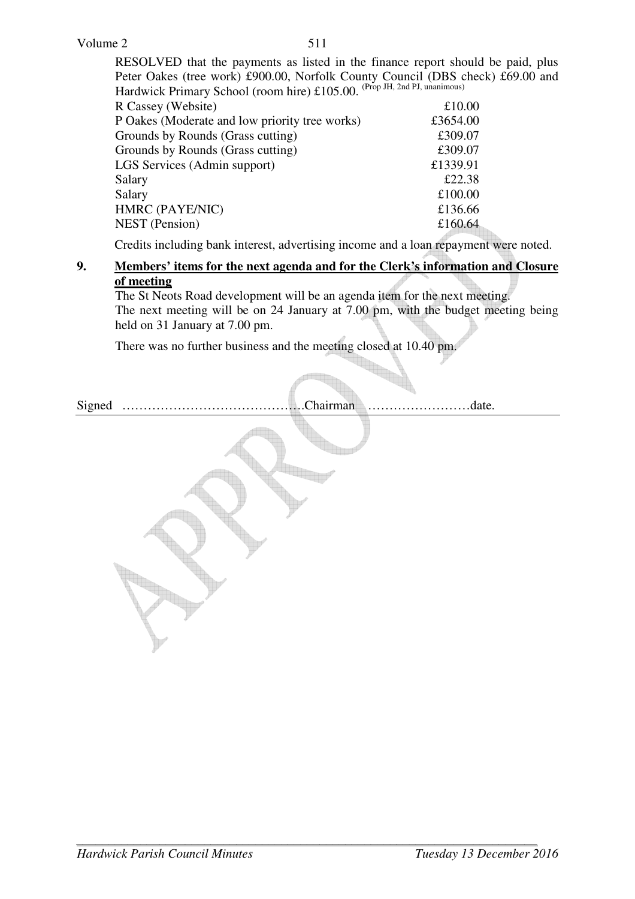RESOLVED that the payments as listed in the finance report should be paid, plus Peter Oakes (tree work) £900.00, Norfolk County Council (DBS check) £69.00 and Hardwick Primary School (room hire) £105.00. (Prop JH, 2nd PJ, unanimous)

| | |
|---|---|
| R Cassey (Website) | £10.00 |
| P Oakes (Moderate and low priority tree works) | £3654.00 |
| Grounds by Rounds (Grass cutting) | £309.07 |
| Grounds by Rounds (Grass cutting) | £309.07 |
| LGS Services (Admin support) | £1339.91 |
| Salary | £22.38 |
| Salary | £100.00 |
| HMRC (PAYE/NIC) | £136.66 |
| NEST (Pension) | £160.64 |

Credits including bank interest, advertising income and a loan repayment were noted.

**9. Members' items for the next agenda and for the Clerk's information and Closure of meeting**

The St Neots Road development will be an agenda item for the next meeting.
The next meeting will be on 24 January at 7.00 pm, with the budget meeting being held on 31 January at 7.00 pm.

There was no further business and the meeting closed at 10.40 pm.

Signed …………………………………….Chairman ……………………date.